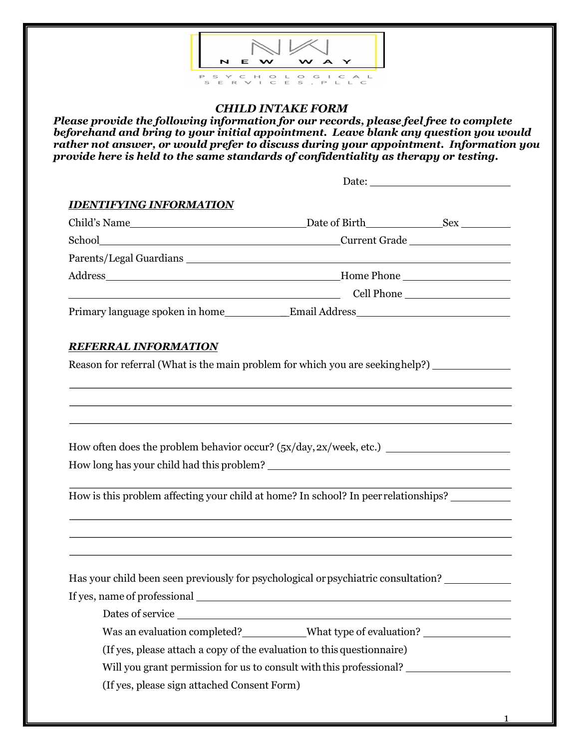NEW WAY

PSYCHOLOGICAL SERVICES, PLLC

# CHILD INTAKE FORM

***Please provide the following information for our records, please feel free to complete beforehand and bring to your initial appointment. Leave blank any question you would rather not answer, or would prefer to discuss during your appointment. Information you provide here is held to the same standards of confidentiality as therapy or testing.***

Date: ______________________

## *IDENTIFYING INFORMATION*

Child's Name ______________________ Date of Birth ____________ Sex ________

School ______________________________ Current Grade ______________

Parents/Legal Guardians ________________________________________________

Address ______________________________ Home Phone ________________

______________________________________ Cell Phone ________________

Primary language spoken in home __________ Email Address ______________________

## *REFERRAL INFORMATION*

Reason for referral (What is the main problem for which you are seeking help?) ____________

________________________________________________________________________

________________________________________________________________________

________________________________________________________________________

How often does the problem behavior occur? (5x/day, 2x/week, etc.) __________________

How long has your child had this problem? ______________________________________

________________________________________________________________________

How is this problem affecting your child at home? In school? In peer relationships? __________

________________________________________________________________________

________________________________________________________________________

________________________________________________________________________

Has your child been seen previously for psychological or psychiatric consultation? __________

If yes, name of professional ______________________________________________

Dates of service ______________________________________________

Was an evaluation completed? __________ What type of evaluation? ______________

(If yes, please attach a copy of the evaluation to this questionnaire)

Will you grant permission for us to consult with this professional? ________________

(If yes, please sign attached Consent Form)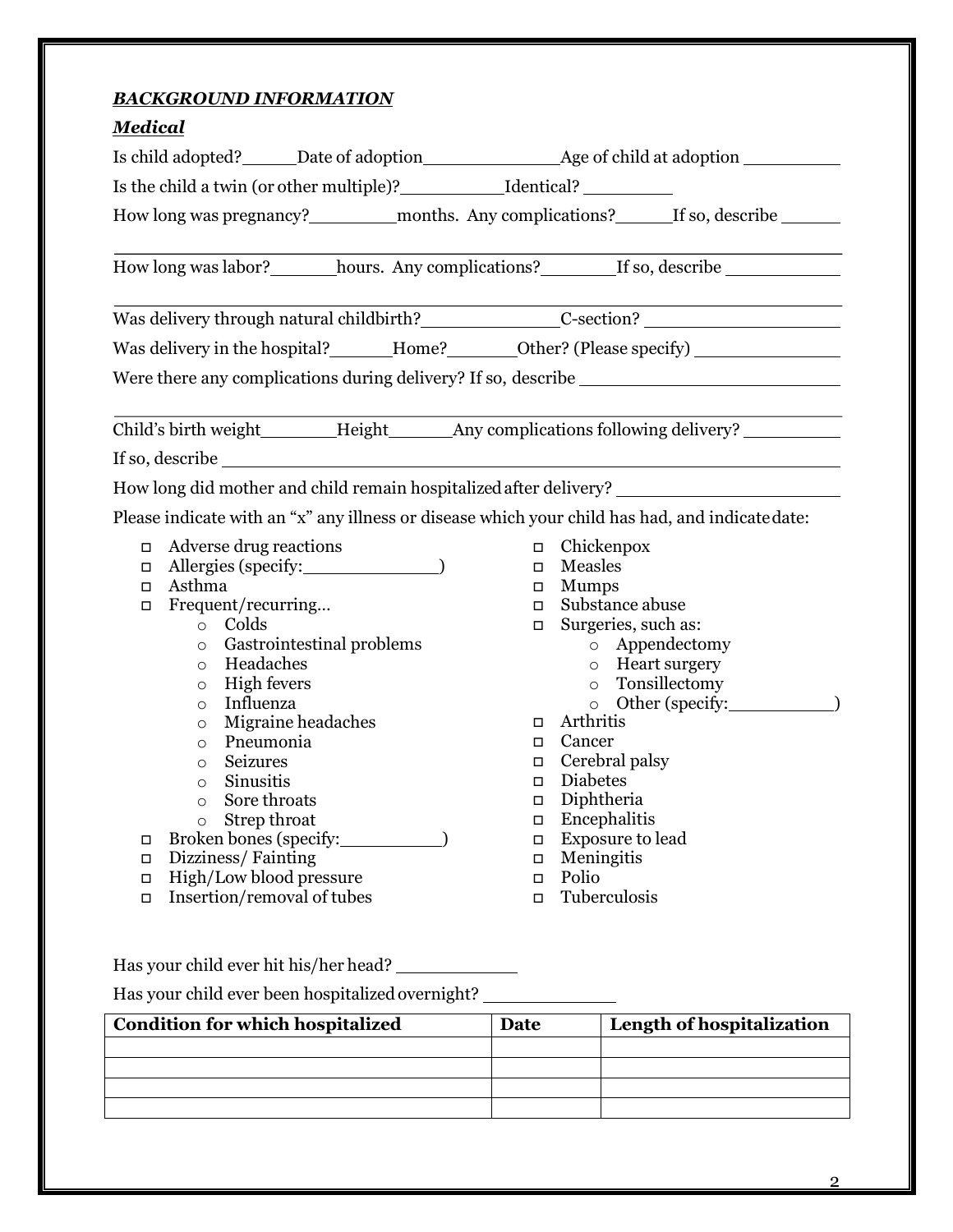***BACKGROUND INFORMATION***

***Medical***

Is child adopted?\_\_\_\_\_ Date of adoption\_\_\_\_\_\_\_\_\_\_\_\_\_\_ Age of child at adoption \_\_\_\_\_\_\_\_\_\_

Is the child a twin (or other multiple)?\_\_\_\_\_\_\_\_\_\_\_ Identical? \_\_\_\_\_\_\_\_\_

How long was pregnancy?\_\_\_\_\_\_\_\_\_ months. Any complications?\_\_\_\_\_\_ If so, describe \_\_\_\_\_\_

\_\_\_\_\_\_\_\_\_\_\_\_\_\_\_\_\_\_\_\_\_\_\_\_\_\_\_\_\_\_\_\_\_\_\_\_\_\_\_\_\_\_\_\_\_\_\_\_\_\_\_\_\_\_\_\_\_\_\_\_\_\_\_\_\_\_\_\_\_\_\_\_

How long was labor?\_\_\_\_\_\_\_ hours. Any complications?\_\_\_\_\_\_\_\_ If so, describe \_\_\_\_\_\_\_\_\_\_\_\_

\_\_\_\_\_\_\_\_\_\_\_\_\_\_\_\_\_\_\_\_\_\_\_\_\_\_\_\_\_\_\_\_\_\_\_\_\_\_\_\_\_\_\_\_\_\_\_\_\_\_\_\_\_\_\_\_\_\_\_\_\_\_\_\_\_\_\_\_\_\_\_\_

Was delivery through natural childbirth?\_\_\_\_\_\_\_\_\_\_\_\_\_\_ C-section? \_\_\_\_\_\_\_\_\_\_\_\_\_\_\_\_\_\_\_\_

Was delivery in the hospital?\_\_\_\_\_\_\_ Home?\_\_\_\_\_\_\_\_ Other? (Please specify) \_\_\_\_\_\_\_\_\_\_\_\_\_\_\_

Were there any complications during delivery? If so, describe \_\_\_\_\_\_\_\_\_\_\_\_\_\_\_\_\_\_\_\_\_\_\_\_\_\_\_

\_\_\_\_\_\_\_\_\_\_\_\_\_\_\_\_\_\_\_\_\_\_\_\_\_\_\_\_\_\_\_\_\_\_\_\_\_\_\_\_\_\_\_\_\_\_\_\_\_\_\_\_\_\_\_\_\_\_\_\_\_\_\_\_\_\_\_\_\_\_\_\_

Child's birth weight\_\_\_\_\_\_\_\_ Height\_\_\_\_\_\_\_ Any complications following delivery? \_\_\_\_\_\_\_\_\_\_

If so, describe \_\_\_\_\_\_\_\_\_\_\_\_\_\_\_\_\_\_\_\_\_\_\_\_\_\_\_\_\_\_\_\_\_\_\_\_\_\_\_\_\_\_\_\_\_\_\_\_\_\_\_\_\_\_\_\_\_\_\_\_\_\_

How long did mother and child remain hospitalized after delivery? \_\_\_\_\_\_\_\_\_\_\_\_\_\_\_\_\_\_\_\_\_\_

Please indicate with an "x" any illness or disease which your child has had, and indicate date:

- ☐ Adverse drug reactions
- ☐ Allergies (specify:\_\_\_\_\_\_\_\_\_\_\_\_\_\_)
- ☐ Asthma
- ☐ Frequent/recurring…
  - Colds
  - Gastrointestinal problems
  - Headaches
  - High fevers
  - Influenza
  - Migraine headaches
  - Pneumonia
  - Seizures
  - Sinusitis
  - Sore throats
  - Strep throat
- ☐ Broken bones (specify:\_\_\_\_\_\_\_\_\_\_\_)
- ☐ Dizziness/ Fainting
- ☐ High/Low blood pressure
- ☐ Insertion/removal of tubes
- ☐ Chickenpox
- ☐ Measles
- ☐ Mumps
- ☐ Substance abuse
- ☐ Surgeries, such as:
  - Appendectomy
  - Heart surgery
  - Tonsillectomy
  - Other (specify:\_\_\_\_\_\_\_\_\_\_\_)
- ☐ Arthritis
- ☐ Cancer
- ☐ Cerebral palsy
- ☐ Diabetes
- ☐ Diphtheria
- ☐ Encephalitis
- ☐ Exposure to lead
- ☐ Meningitis
- ☐ Polio
- ☐ Tuberculosis

Has your child ever hit his/her head? \_\_\_\_\_\_\_\_\_\_\_\_\_

Has your child ever been hospitalized overnight? \_\_\_\_\_\_\_\_\_\_\_\_\_\_

| Condition for which hospitalized | Date | Length of hospitalization |
|---|---|---|
| | | |
| | | |
| | | |
| | | |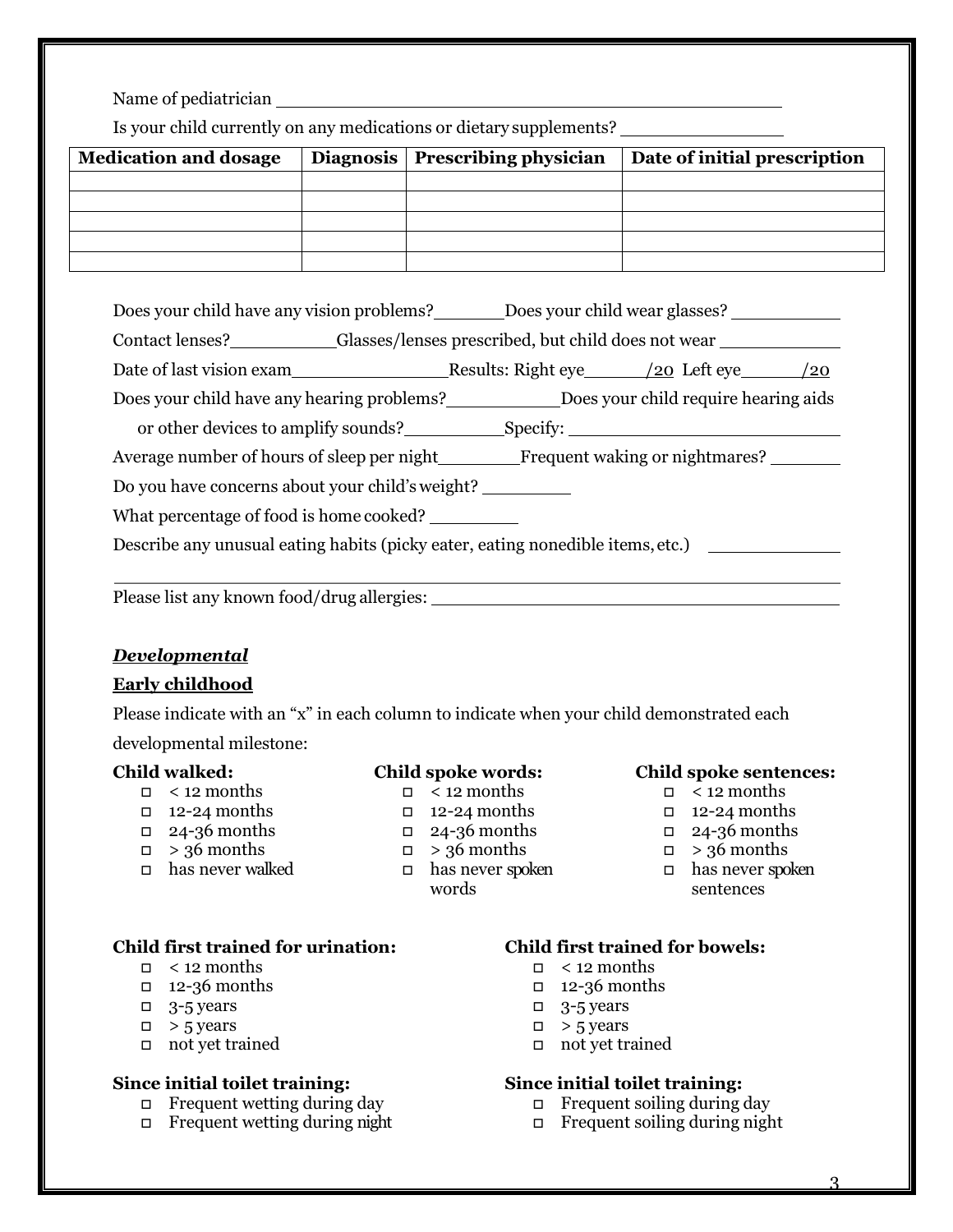Name of pediatrician ____________________________________________

Is your child currently on any medications or dietary supplements? ______________

| Medication and dosage | Diagnosis | Prescribing physician | Date of initial prescription |
| --- | --- | --- | --- |
| | | | |
| | | | |
| | | | |
| | | | |
| | | | |

Does your child have any vision problems?_______Does your child wear glasses? __________

Contact lenses?__________Glasses/lenses prescribed, but child does not wear ___________

Date of last vision exam______________Results: Right eye______/20 Left eye______/20

Does your child have any hearing problems?__________Does your child require hearing aids or other devices to amplify sounds?_________Specify: _________________________

Average number of hours of sleep per night________Frequent waking or nightmares? _______

Do you have concerns about your child's weight? _________

What percentage of food is home cooked? _________

Describe any unusual eating habits (picky eater, eating nonedible items, etc.) _____________

______________________________________________________________________

Please list any known food/drug allergies: ____________________________________

***Developmental***

**Early childhood**

Please indicate with an "x" in each column to indicate when your child demonstrated each developmental milestone:

**Child walked:**
- ☐ < 12 months
- ☐ 12-24 months
- ☐ 24-36 months
- ☐ > 36 months
- ☐ has never walked

**Child spoke words:**
- ☐ < 12 months
- ☐ 12-24 months
- ☐ 24-36 months
- ☐ > 36 months
- ☐ has never spoken words

**Child spoke sentences:**
- ☐ < 12 months
- ☐ 12-24 months
- ☐ 24-36 months
- ☐ > 36 months
- ☐ has never spoken sentences

**Child first trained for urination:**
- ☐ < 12 months
- ☐ 12-36 months
- ☐ 3-5 years
- ☐ > 5 years
- ☐ not yet trained

**Child first trained for bowels:**
- ☐ < 12 months
- ☐ 12-36 months
- ☐ 3-5 years
- ☐ > 5 years
- ☐ not yet trained

**Since initial toilet training:**
- ☐ Frequent wetting during day
- ☐ Frequent wetting during night

**Since initial toilet training:**
- ☐ Frequent soiling during day
- ☐ Frequent soiling during night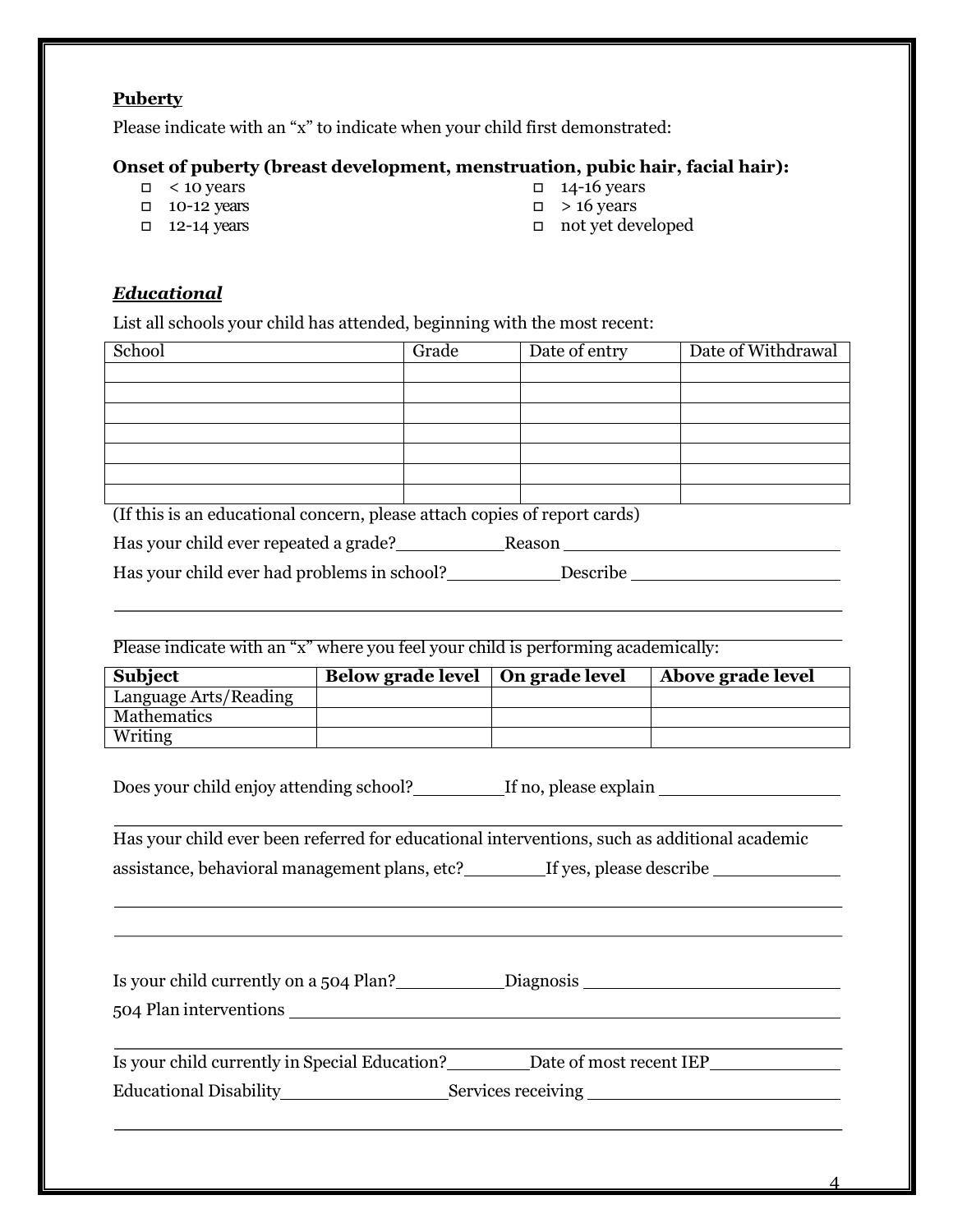**Puberty**

Please indicate with an "x" to indicate when your child first demonstrated:

**Onset of puberty (breast development, menstruation, pubic hair, facial hair):**

- ☐ < 10 years
- ☐ 10-12 years
- ☐ 12-14 years
- ☐ 14-16 years
- ☐ > 16 years
- ☐ not yet developed

***Educational***

List all schools your child has attended, beginning with the most recent:

| School | Grade | Date of entry | Date of Withdrawal |
|---|---|---|---|
| | | | |
| | | | |
| | | | |
| | | | |
| | | | |
| | | | |
| | | | |

(If this is an educational concern, please attach copies of report cards)

Has your child ever repeated a grade?__________ Reason ____________________________

Has your child ever had problems in school?__________ Describe ______________________

_____________________________________________________________________________

_____________________________________________________________________________

Please indicate with an "x" where you feel your child is performing academically:

| **Subject** | **Below grade level** | **On grade level** | **Above grade level** |
|---|---|---|---|
| Language Arts/Reading | | | |
| Mathematics | | | |
| Writing | | | |

Does your child enjoy attending school?_________ If no, please explain __________________

_____________________________________________________________________________

Has your child ever been referred for educational interventions, such as additional academic assistance, behavioral management plans, etc?________ If yes, please describe _____________

_____________________________________________________________________________

_____________________________________________________________________________

Is your child currently on a 504 Plan?__________ Diagnosis __________________________

504 Plan interventions _______________________________________________________

_____________________________________________________________________________

Is your child currently in Special Education?_________ Date of most recent IEP_____________

Educational Disability________________ Services receiving __________________________

_____________________________________________________________________________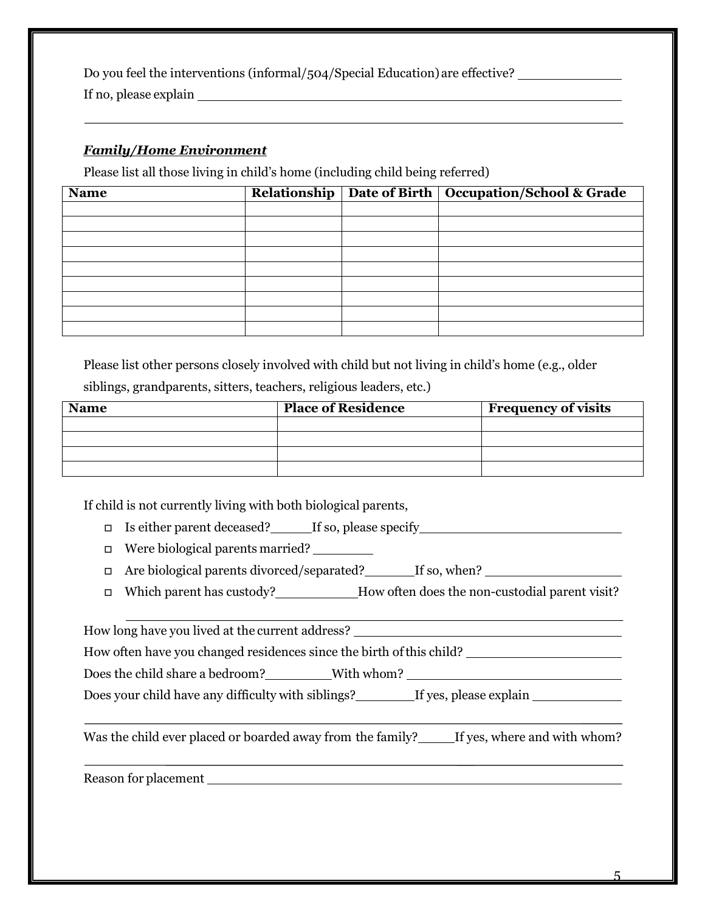Do you feel the interventions (informal/504/Special Education) are effective? ____________

If no, please explain ______________________________________________________

______________________________________________________________________

### ***Family/Home Environment***

Please list all those living in child's home (including child being referred)

| Name | Relationship | Date of Birth | Occupation/School & Grade |
|---|---|---|---|
| | | | |
| | | | |
| | | | |
| | | | |
| | | | |
| | | | |
| | | | |
| | | | |
| | | | |

Please list other persons closely involved with child but not living in child's home (e.g., older siblings, grandparents, sitters, teachers, religious leaders, etc.)

| Name | Place of Residence | Frequency of visits |
|---|---|---|
| | | |
| | | |
| | | |
| | | |

If child is not currently living with both biological parents,

- Is either parent deceased?_____If so, please specify_________________________
- Were biological parents married? ________
- Are biological parents divorced/separated?_______If so, when? __________________
- Which parent has custody?__________How often does the non-custodial parent visit?

  ______________________________________________________________

How long have you lived at the current address? ___________________________________

How often have you changed residences since the birth of this child? _____________________

Does the child share a bedroom?_________With whom? ____________________________

Does your child have any difficulty with siblings?________If yes, please explain ____________

______________________________________________________________________

Was the child ever placed or boarded away from the family?_____If yes, where and with whom?

______________________________________________________________________

Reason for placement ______________________________________________________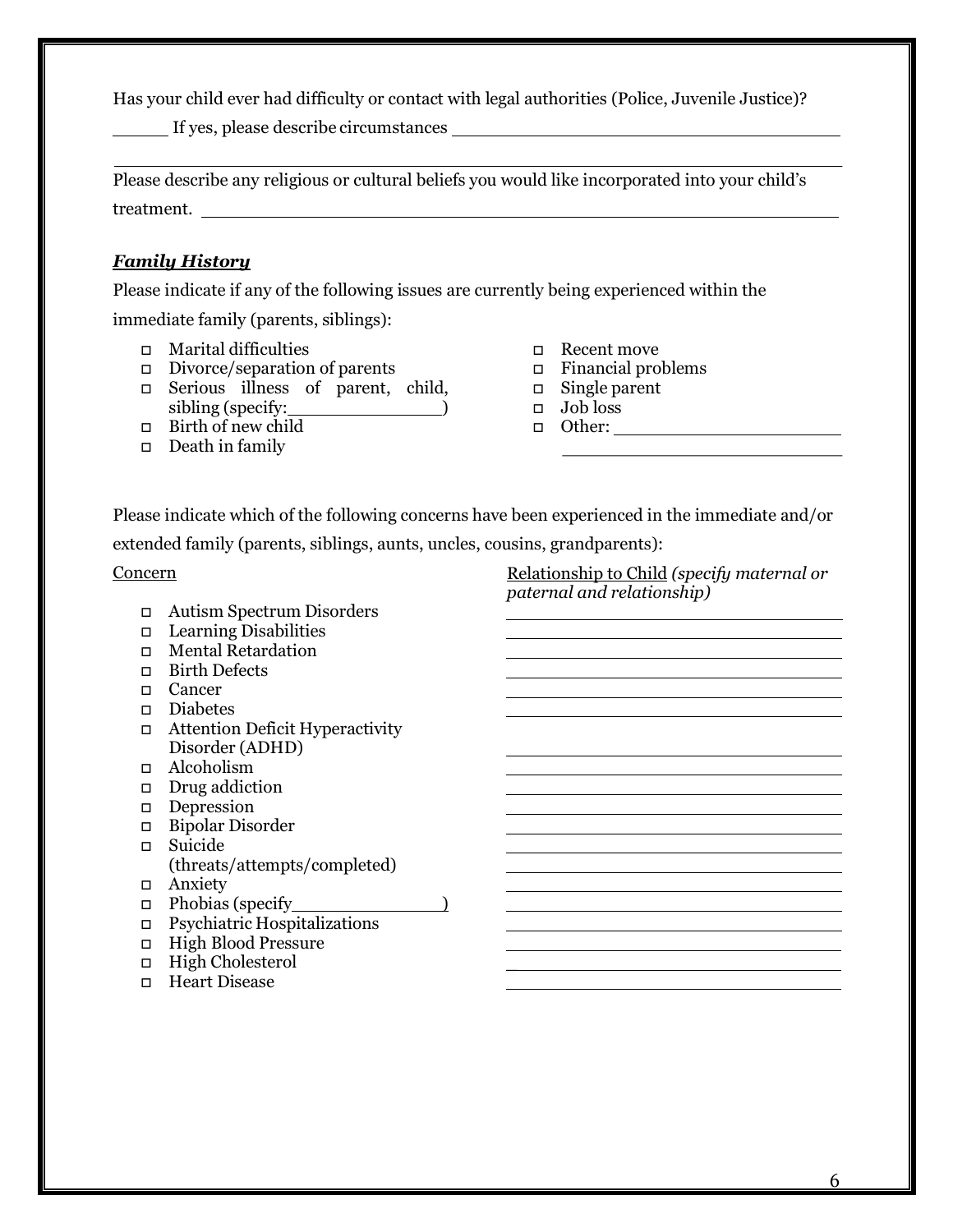Has your child ever had difficulty or contact with legal authorities (Police, Juvenile Justice)?

_____ If yes, please describe circumstances ______________________________________

______________________________________________________________________________

Please describe any religious or cultural beliefs you would like incorporated into your child's treatment. ____________________________________________________________

***Family History***

Please indicate if any of the following issues are currently being experienced within the immediate family (parents, siblings):

- ☐ Marital difficulties
- ☐ Divorce/separation of parents
- ☐ Serious illness of parent, child, sibling (specify:_______________)
- ☐ Birth of new child
- ☐ Death in family
- ☐ Recent move
- ☐ Financial problems
- ☐ Single parent
- ☐ Job loss
- ☐ Other: ______________________ ___________________________

Please indicate which of the following concerns have been experienced in the immediate and/or extended family (parents, siblings, aunts, uncles, cousins, grandparents):

| Concern | Relationship to Child *(specify maternal or paternal and relationship)* |
|---|---|
| ☐ Autism Spectrum Disorders | ______________________ |
| ☐ Learning Disabilities | ______________________ |
| ☐ Mental Retardation | ______________________ |
| ☐ Birth Defects | ______________________ |
| ☐ Cancer | ______________________ |
| ☐ Diabetes | ______________________ |
| ☐ Attention Deficit Hyperactivity Disorder (ADHD) | ______________________ |
| ☐ Alcoholism | ______________________ |
| ☐ Drug addiction | ______________________ |
| ☐ Depression | ______________________ |
| ☐ Bipolar Disorder | ______________________ |
| ☐ Suicide (threats/attempts/completed) | ______________________ |
| ☐ Anxiety | ______________________ |
| ☐ Phobias (specify_______________) | ______________________ |
| ☐ Psychiatric Hospitalizations | ______________________ |
| ☐ High Blood Pressure | ______________________ |
| ☐ High Cholesterol | ______________________ |
| ☐ Heart Disease | ______________________ |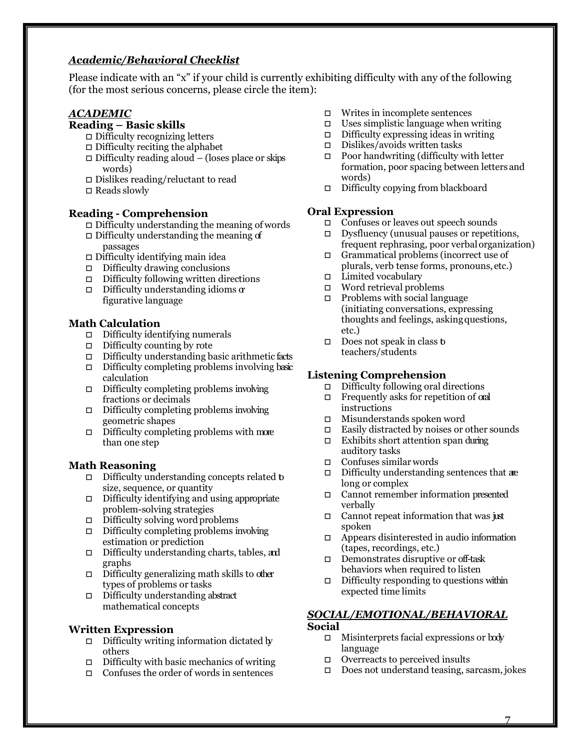### ***Academic/Behavioral Checklist***

Please indicate with an "x" if your child is currently exhibiting difficulty with any of the following (for the most serious concerns, please circle the item):

## ***ACADEMIC***

### Reading – Basic skills

- ☐ Difficulty recognizing letters
- ☐ Difficulty reciting the alphabet
- ☐ Difficulty reading aloud – (loses place or skips words)
- ☐ Dislikes reading/reluctant to read
- ☐ Reads slowly

### Reading - Comprehension

- ☐ Difficulty understanding the meaning of words
- ☐ Difficulty understanding the meaning of passages
- ☐ Difficulty identifying main idea
- ☐ Difficulty drawing conclusions
- ☐ Difficulty following written directions
- ☐ Difficulty understanding idioms or figurative language

### Math Calculation

- ☐ Difficulty identifying numerals
- ☐ Difficulty counting by rote
- ☐ Difficulty understanding basic arithmetic facts
- ☐ Difficulty completing problems involving basic calculation
- ☐ Difficulty completing problems involving fractions or decimals
- ☐ Difficulty completing problems involving geometric shapes
- ☐ Difficulty completing problems with more than one step

### Math Reasoning

- ☐ Difficulty understanding concepts related to size, sequence, or quantity
- ☐ Difficulty identifying and using appropriate problem-solving strategies
- ☐ Difficulty solving word problems
- ☐ Difficulty completing problems involving estimation or prediction
- ☐ Difficulty understanding charts, tables, and graphs
- ☐ Difficulty generalizing math skills to other types of problems or tasks
- ☐ Difficulty understanding abstract mathematical concepts

### Written Expression

- ☐ Difficulty writing information dictated by others
- ☐ Difficulty with basic mechanics of writing
- ☐ Confuses the order of words in sentences
- ☐ Writes in incomplete sentences
- ☐ Uses simplistic language when writing
- ☐ Difficulty expressing ideas in writing
- ☐ Dislikes/avoids written tasks
- ☐ Poor handwriting (difficulty with letter formation, poor spacing between letters and words)
- ☐ Difficulty copying from blackboard

### Oral Expression

- ☐ Confuses or leaves out speech sounds
- ☐ Dysfluency (unusual pauses or repetitions, frequent rephrasing, poor verbal organization)
- ☐ Grammatical problems (incorrect use of plurals, verb tense forms, pronouns, etc.)
- ☐ Limited vocabulary
- ☐ Word retrieval problems
- ☐ Problems with social language (initiating conversations, expressing thoughts and feelings, asking questions, etc.)
- ☐ Does not speak in class to teachers/students

### Listening Comprehension

- ☐ Difficulty following oral directions
- ☐ Frequently asks for repetition of oral instructions
- ☐ Misunderstands spoken word
- ☐ Easily distracted by noises or other sounds
- ☐ Exhibits short attention span during auditory tasks
- ☐ Confuses similar words
- ☐ Difficulty understanding sentences that are long or complex
- ☐ Cannot remember information presented verbally
- ☐ Cannot repeat information that was just spoken
- ☐ Appears disinterested in audio information (tapes, recordings, etc.)
- ☐ Demonstrates disruptive or off-task behaviors when required to listen
- ☐ Difficulty responding to questions within expected time limits

## ***SOCIAL/EMOTIONAL/BEHAVIORAL***

### Social

- ☐ Misinterprets facial expressions or body language
- ☐ Overreacts to perceived insults
- ☐ Does not understand teasing, sarcasm, jokes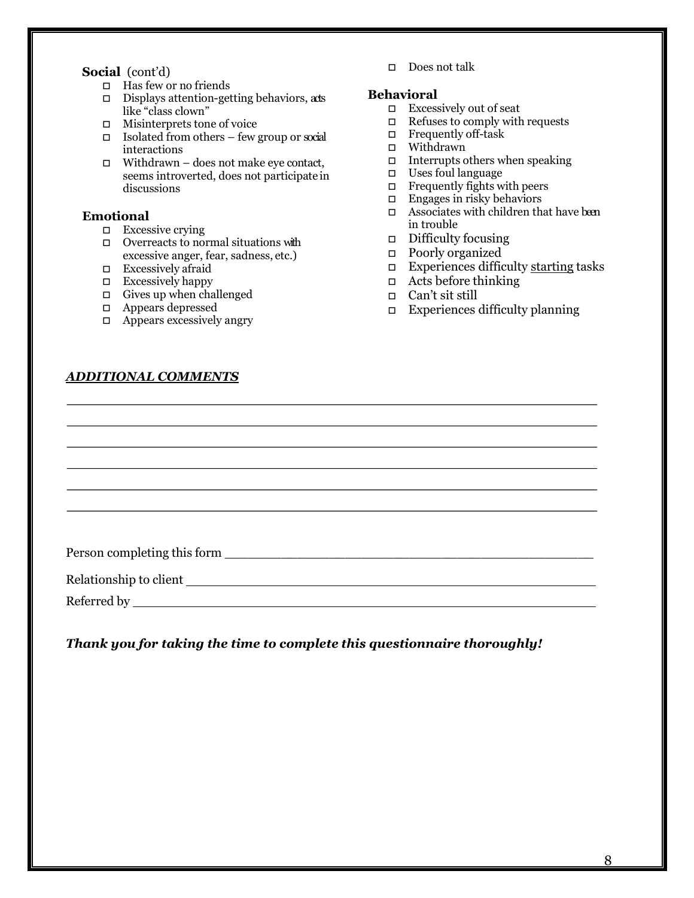**Social** (cont'd)

- ☐ Has few or no friends
- ☐ Displays attention-getting behaviors, acts like "class clown"
- ☐ Misinterprets tone of voice
- ☐ Isolated from others – few group or social interactions
- ☐ Withdrawn – does not make eye contact, seems introverted, does not participate in discussions
- ☐ Does not talk

**Emotional**

- ☐ Excessive crying
- ☐ Overreacts to normal situations with excessive anger, fear, sadness, etc.)
- ☐ Excessively afraid
- ☐ Excessively happy
- ☐ Gives up when challenged
- ☐ Appears depressed
- ☐ Appears excessively angry

**Behavioral**

- ☐ Excessively out of seat
- ☐ Refuses to comply with requests
- ☐ Frequently off-task
- ☐ Withdrawn
- ☐ Interrupts others when speaking
- ☐ Uses foul language
- ☐ Frequently fights with peers
- ☐ Engages in risky behaviors
- ☐ Associates with children that have been in trouble
- ☐ Difficulty focusing
- ☐ Poorly organized
- ☐ Experiences difficulty starting tasks
- ☐ Acts before thinking
- ☐ Can't sit still
- ☐ Experiences difficulty planning

***ADDITIONAL COMMENTS***

______________________________________________________________________

______________________________________________________________________

______________________________________________________________________

______________________________________________________________________

______________________________________________________________________

______________________________________________________________________

Person completing this form ______________________________________________

Relationship to client ___________________________________________________

Referred by ____________________________________________________________

***Thank you for taking the time to complete this questionnaire thoroughly!***